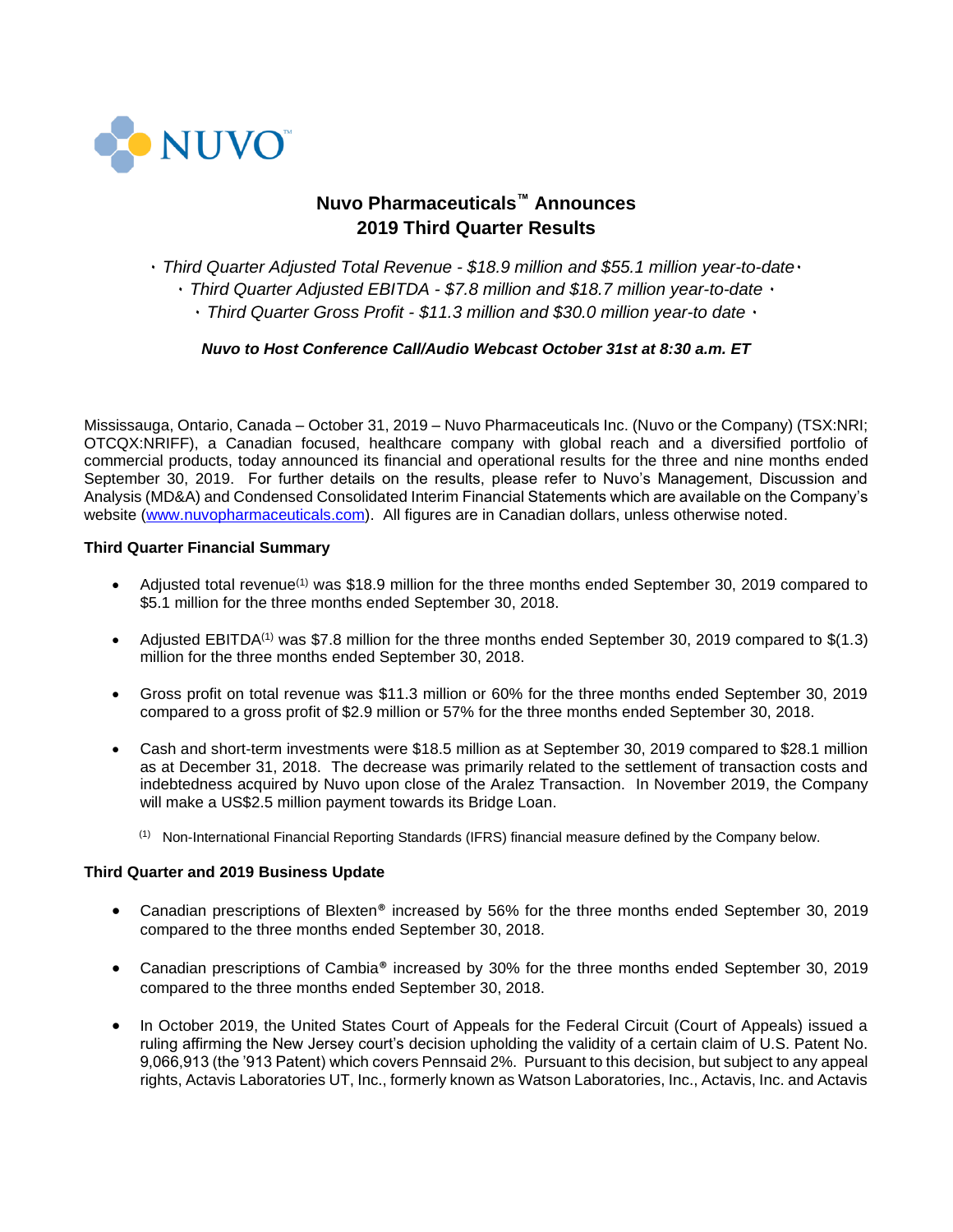NUVO™

# Nuvo Pharmaceuticals™ Announces 2019 Third Quarter Results

*· Third Quarter Adjusted Total Revenue - $18.9 million and $55.1 million year-to-date ·*

*· Third Quarter Adjusted EBITDA - $7.8 million and $18.7 million year-to-date ·*

*· Third Quarter Gross Profit - $11.3 million and $30.0 million year-to date ·*

***Nuvo to Host Conference Call/Audio Webcast October 31st at 8:30 a.m. ET***

Mississauga, Ontario, Canada – October 31, 2019 – Nuvo Pharmaceuticals Inc. (Nuvo or the Company) (TSX:NRI; OTCQX:NRIFF), a Canadian focused, healthcare company with global reach and a diversified portfolio of commercial products, today announced its financial and operational results for the three and nine months ended September 30, 2019. For further details on the results, please refer to Nuvo's Management, Discussion and Analysis (MD&A) and Condensed Consolidated Interim Financial Statements which are available on the Company's website (www.nuvopharmaceuticals.com). All figures are in Canadian dollars, unless otherwise noted.

**Third Quarter Financial Summary**

- Adjusted total revenue[(1)] was $18.9 million for the three months ended September 30, 2019 compared to $5.1 million for the three months ended September 30, 2018.
- Adjusted EBITDA[(1)] was $7.8 million for the three months ended September 30, 2019 compared to $(1.3) million for the three months ended September 30, 2018.
- Gross profit on total revenue was $11.3 million or 60% for the three months ended September 30, 2019 compared to a gross profit of $2.9 million or 57% for the three months ended September 30, 2018.
- Cash and short-term investments were $18.5 million as at September 30, 2019 compared to $28.1 million as at December 31, 2018. The decrease was primarily related to the settlement of transaction costs and indebtedness acquired by Nuvo upon close of the Aralez Transaction. In November 2019, the Company will make a US$2.5 million payment towards its Bridge Loan.

[(1)] Non-International Financial Reporting Standards (IFRS) financial measure defined by the Company below.

**Third Quarter and 2019 Business Update**

- Canadian prescriptions of Blexten® increased by 56% for the three months ended September 30, 2019 compared to the three months ended September 30, 2018.
- Canadian prescriptions of Cambia® increased by 30% for the three months ended September 30, 2019 compared to the three months ended September 30, 2018.
- In October 2019, the United States Court of Appeals for the Federal Circuit (Court of Appeals) issued a ruling affirming the New Jersey court's decision upholding the validity of a certain claim of U.S. Patent No. 9,066,913 (the '913 Patent) which covers Pennsaid 2%. Pursuant to this decision, but subject to any appeal rights, Actavis Laboratories UT, Inc., formerly known as Watson Laboratories, Inc., Actavis, Inc. and Actavis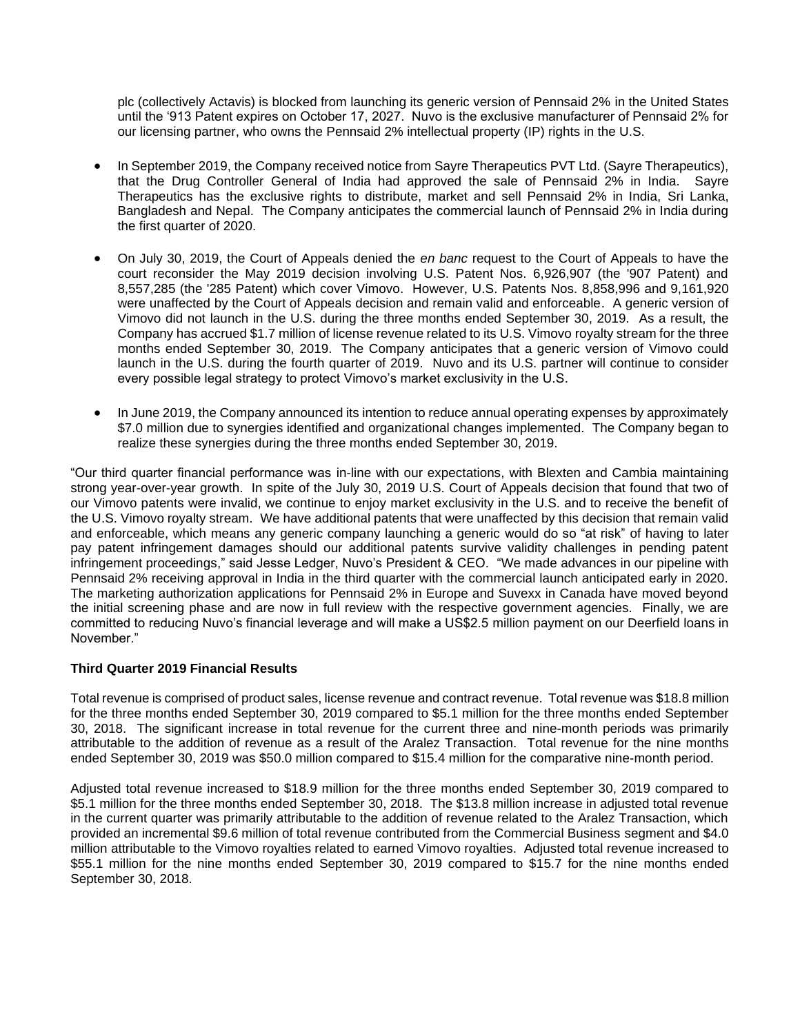plc (collectively Actavis) is blocked from launching its generic version of Pennsaid 2% in the United States until the '913 Patent expires on October 17, 2027. Nuvo is the exclusive manufacturer of Pennsaid 2% for our licensing partner, who owns the Pennsaid 2% intellectual property (IP) rights in the U.S.

- In September 2019, the Company received notice from Sayre Therapeutics PVT Ltd. (Sayre Therapeutics), that the Drug Controller General of India had approved the sale of Pennsaid 2% in India. Sayre Therapeutics has the exclusive rights to distribute, market and sell Pennsaid 2% in India, Sri Lanka, Bangladesh and Nepal. The Company anticipates the commercial launch of Pennsaid 2% in India during the first quarter of 2020.

- On July 30, 2019, the Court of Appeals denied the *en banc* request to the Court of Appeals to have the court reconsider the May 2019 decision involving U.S. Patent Nos. 6,926,907 (the '907 Patent) and 8,557,285 (the '285 Patent) which cover Vimovo. However, U.S. Patents Nos. 8,858,996 and 9,161,920 were unaffected by the Court of Appeals decision and remain valid and enforceable. A generic version of Vimovo did not launch in the U.S. during the three months ended September 30, 2019. As a result, the Company has accrued $1.7 million of license revenue related to its U.S. Vimovo royalty stream for the three months ended September 30, 2019. The Company anticipates that a generic version of Vimovo could launch in the U.S. during the fourth quarter of 2019. Nuvo and its U.S. partner will continue to consider every possible legal strategy to protect Vimovo's market exclusivity in the U.S.

- In June 2019, the Company announced its intention to reduce annual operating expenses by approximately $7.0 million due to synergies identified and organizational changes implemented. The Company began to realize these synergies during the three months ended September 30, 2019.

"Our third quarter financial performance was in-line with our expectations, with Blexten and Cambia maintaining strong year-over-year growth. In spite of the July 30, 2019 U.S. Court of Appeals decision that found that two of our Vimovo patents were invalid, we continue to enjoy market exclusivity in the U.S. and to receive the benefit of the U.S. Vimovo royalty stream. We have additional patents that were unaffected by this decision that remain valid and enforceable, which means any generic company launching a generic would do so "at risk" of having to later pay patent infringement damages should our additional patents survive validity challenges in pending patent infringement proceedings," said Jesse Ledger, Nuvo's President & CEO. "We made advances in our pipeline with Pennsaid 2% receiving approval in India in the third quarter with the commercial launch anticipated early in 2020. The marketing authorization applications for Pennsaid 2% in Europe and Suvexx in Canada have moved beyond the initial screening phase and are now in full review with the respective government agencies. Finally, we are committed to reducing Nuvo's financial leverage and will make a US$2.5 million payment on our Deerfield loans in November."

**Third Quarter 2019 Financial Results**

Total revenue is comprised of product sales, license revenue and contract revenue. Total revenue was $18.8 million for the three months ended September 30, 2019 compared to $5.1 million for the three months ended September 30, 2018. The significant increase in total revenue for the current three and nine-month periods was primarily attributable to the addition of revenue as a result of the Aralez Transaction. Total revenue for the nine months ended September 30, 2019 was $50.0 million compared to $15.4 million for the comparative nine-month period.

Adjusted total revenue increased to $18.9 million for the three months ended September 30, 2019 compared to $5.1 million for the three months ended September 30, 2018. The $13.8 million increase in adjusted total revenue in the current quarter was primarily attributable to the addition of revenue related to the Aralez Transaction, which provided an incremental $9.6 million of total revenue contributed from the Commercial Business segment and $4.0 million attributable to the Vimovo royalties related to earned Vimovo royalties. Adjusted total revenue increased to $55.1 million for the nine months ended September 30, 2019 compared to $15.7 for the nine months ended September 30, 2018.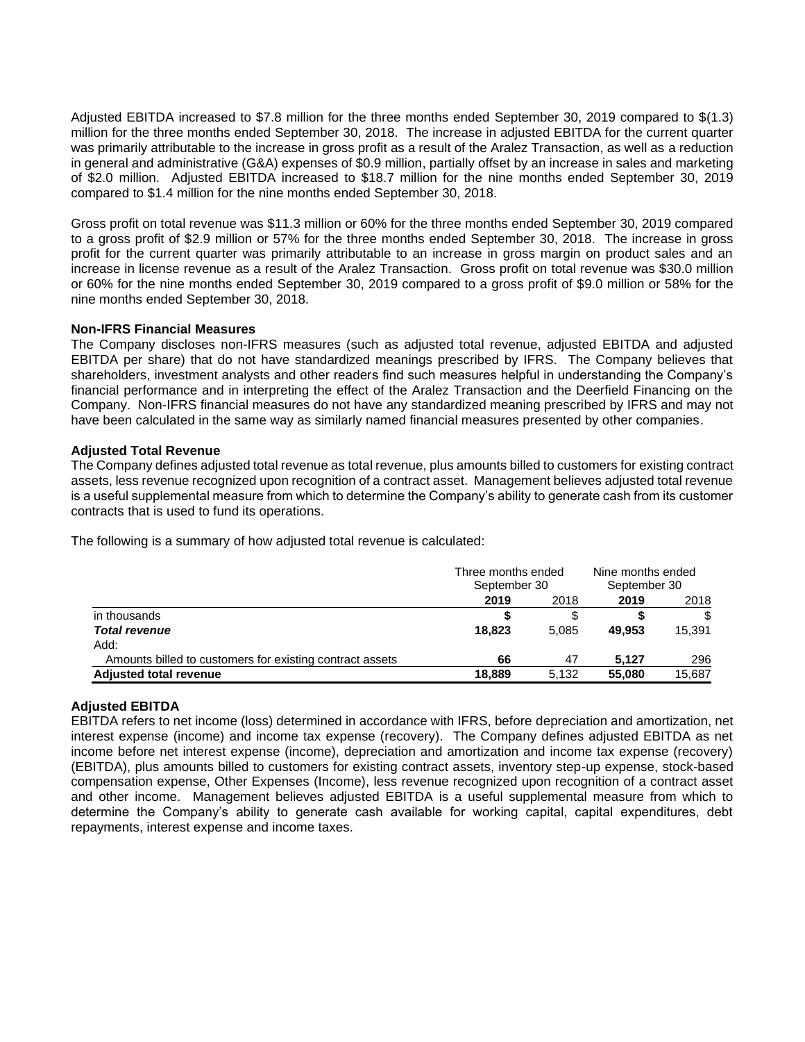Adjusted EBITDA increased to $7.8 million for the three months ended September 30, 2019 compared to $(1.3) million for the three months ended September 30, 2018. The increase in adjusted EBITDA for the current quarter was primarily attributable to the increase in gross profit as a result of the Aralez Transaction, as well as a reduction in general and administrative (G&A) expenses of $0.9 million, partially offset by an increase in sales and marketing of $2.0 million. Adjusted EBITDA increased to $18.7 million for the nine months ended September 30, 2019 compared to $1.4 million for the nine months ended September 30, 2018.

Gross profit on total revenue was $11.3 million or 60% for the three months ended September 30, 2019 compared to a gross profit of $2.9 million or 57% for the three months ended September 30, 2018. The increase in gross profit for the current quarter was primarily attributable to an increase in gross margin on product sales and an increase in license revenue as a result of the Aralez Transaction. Gross profit on total revenue was $30.0 million or 60% for the nine months ended September 30, 2019 compared to a gross profit of $9.0 million or 58% for the nine months ended September 30, 2018.

**Non-IFRS Financial Measures**

The Company discloses non-IFRS measures (such as adjusted total revenue, adjusted EBITDA and adjusted EBITDA per share) that do not have standardized meanings prescribed by IFRS. The Company believes that shareholders, investment analysts and other readers find such measures helpful in understanding the Company's financial performance and in interpreting the effect of the Aralez Transaction and the Deerfield Financing on the Company. Non-IFRS financial measures do not have any standardized meaning prescribed by IFRS and may not have been calculated in the same way as similarly named financial measures presented by other companies.

**Adjusted Total Revenue**

The Company defines adjusted total revenue as total revenue, plus amounts billed to customers for existing contract assets, less revenue recognized upon recognition of a contract asset. Management believes adjusted total revenue is a useful supplemental measure from which to determine the Company's ability to generate cash from its customer contracts that is used to fund its operations.

The following is a summary of how adjusted total revenue is calculated:

| | Three months ended September 30 | | Nine months ended September 30 | |
|---|---|---|---|---|
| | **2019** | 2018 | **2019** | 2018 |
| in thousands | **$** | $ | **$** | $ |
| ***Total revenue*** | **18,823** | 5,085 | **49,953** | 15,391 |
| Add: | | | | |
| Amounts billed to customers for existing contract assets | **66** | 47 | **5,127** | 296 |
| **Adjusted total revenue** | **18,889** | 5,132 | **55,080** | 15,687 |

**Adjusted EBITDA**

EBITDA refers to net income (loss) determined in accordance with IFRS, before depreciation and amortization, net interest expense (income) and income tax expense (recovery). The Company defines adjusted EBITDA as net income before net interest expense (income), depreciation and amortization and income tax expense (recovery) (EBITDA), plus amounts billed to customers for existing contract assets, inventory step-up expense, stock-based compensation expense, Other Expenses (Income), less revenue recognized upon recognition of a contract asset and other income. Management believes adjusted EBITDA is a useful supplemental measure from which to determine the Company's ability to generate cash available for working capital, capital expenditures, debt repayments, interest expense and income taxes.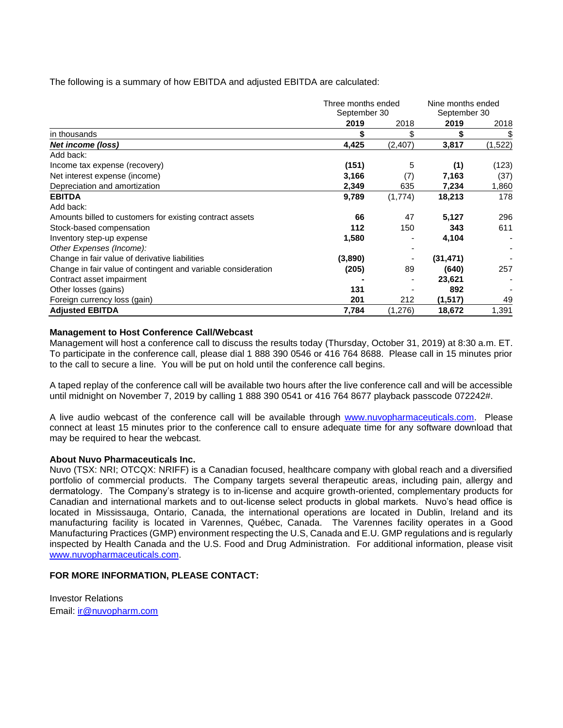The following is a summary of how EBITDA and adjusted EBITDA are calculated:

| | Three months ended September 30 | | Nine months ended September 30 | |
|---|---|---|---|---|
| | **2019** | 2018 | **2019** | 2018 |
| in thousands | **$** | $ | **$** | $ |
| ***Net income (loss)*** | **4,425** | (2,407) | **3,817** | (1,522) |
| Add back: | | | | |
| Income tax expense (recovery) | **(151)** | 5 | **(1)** | (123) |
| Net interest expense (income) | **3,166** | (7) | **7,163** | (37) |
| Depreciation and amortization | **2,349** | 635 | **7,234** | 1,860 |
| **EBITDA** | **9,789** | (1,774) | **18,213** | 178 |
| Add back: | | | | |
| Amounts billed to customers for existing contract assets | **66** | 47 | **5,127** | 296 |
| Stock-based compensation | **112** | 150 | **343** | 611 |
| Inventory step-up expense | **1,580** | - | **4,104** | - |
| *Other Expenses (Income):* | | - | | - |
| Change in fair value of derivative liabilities | **(3,890)** | - | **(31,471)** | - |
| Change in fair value of contingent and variable consideration | **(205)** | 89 | **(640)** | 257 |
| Contract asset impairment | **-** | - | **23,621** | - |
| Other losses (gains) | **131** | - | **892** | - |
| Foreign currency loss (gain) | **201** | 212 | **(1,517)** | 49 |
| **Adjusted EBITDA** | **7,784** | (1,276) | **18,672** | 1,391 |

**Management to Host Conference Call/Webcast**

Management will host a conference call to discuss the results today (Thursday, October 31, 2019) at 8:30 a.m. ET. To participate in the conference call, please dial 1 888 390 0546 or 416 764 8688. Please call in 15 minutes prior to the call to secure a line. You will be put on hold until the conference call begins.

A taped replay of the conference call will be available two hours after the live conference call and will be accessible until midnight on November 7, 2019 by calling 1 888 390 0541 or 416 764 8677 playback passcode 072242#.

A live audio webcast of the conference call will be available through www.nuvopharmaceuticals.com. Please connect at least 15 minutes prior to the conference call to ensure adequate time for any software download that may be required to hear the webcast.

**About Nuvo Pharmaceuticals Inc.**

Nuvo (TSX: NRI; OTCQX: NRIFF) is a Canadian focused, healthcare company with global reach and a diversified portfolio of commercial products. The Company targets several therapeutic areas, including pain, allergy and dermatology. The Company's strategy is to in-license and acquire growth-oriented, complementary products for Canadian and international markets and to out-license select products in global markets. Nuvo's head office is located in Mississauga, Ontario, Canada, the international operations are located in Dublin, Ireland and its manufacturing facility is located in Varennes, Québec, Canada. The Varennes facility operates in a Good Manufacturing Practices (GMP) environment respecting the U.S, Canada and E.U. GMP regulations and is regularly inspected by Health Canada and the U.S. Food and Drug Administration. For additional information, please visit www.nuvopharmaceuticals.com.

**FOR MORE INFORMATION, PLEASE CONTACT:**

Investor Relations
Email: ir@nuvopharm.com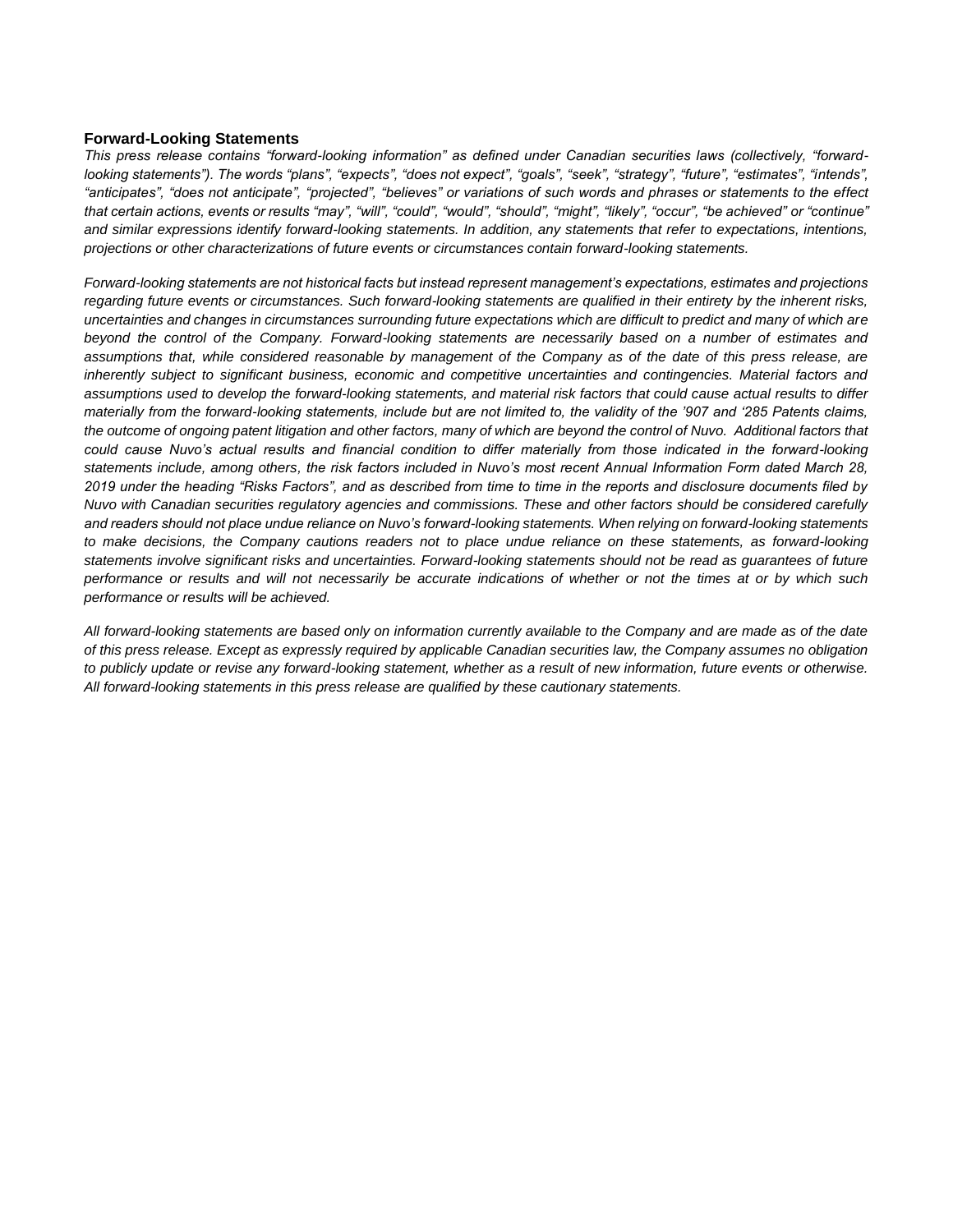### Forward-Looking Statements

*This press release contains "forward-looking information" as defined under Canadian securities laws (collectively, "forward-looking statements"). The words "plans", "expects", "does not expect", "goals", "seek", "strategy", "future", "estimates", "intends", "anticipates", "does not anticipate", "projected", "believes" or variations of such words and phrases or statements to the effect that certain actions, events or results "may", "will", "could", "would", "should", "might", "likely", "occur", "be achieved" or "continue" and similar expressions identify forward-looking statements. In addition, any statements that refer to expectations, intentions, projections or other characterizations of future events or circumstances contain forward-looking statements.*

*Forward-looking statements are not historical facts but instead represent management's expectations, estimates and projections regarding future events or circumstances. Such forward-looking statements are qualified in their entirety by the inherent risks, uncertainties and changes in circumstances surrounding future expectations which are difficult to predict and many of which are beyond the control of the Company. Forward-looking statements are necessarily based on a number of estimates and assumptions that, while considered reasonable by management of the Company as of the date of this press release, are inherently subject to significant business, economic and competitive uncertainties and contingencies. Material factors and assumptions used to develop the forward-looking statements, and material risk factors that could cause actual results to differ materially from the forward-looking statements, include but are not limited to, the validity of the '907 and '285 Patents claims, the outcome of ongoing patent litigation and other factors, many of which are beyond the control of Nuvo. Additional factors that could cause Nuvo's actual results and financial condition to differ materially from those indicated in the forward-looking statements include, among others, the risk factors included in Nuvo's most recent Annual Information Form dated March 28, 2019 under the heading "Risks Factors", and as described from time to time in the reports and disclosure documents filed by Nuvo with Canadian securities regulatory agencies and commissions. These and other factors should be considered carefully and readers should not place undue reliance on Nuvo's forward-looking statements. When relying on forward-looking statements to make decisions, the Company cautions readers not to place undue reliance on these statements, as forward-looking statements involve significant risks and uncertainties. Forward-looking statements should not be read as guarantees of future performance or results and will not necessarily be accurate indications of whether or not the times at or by which such performance or results will be achieved.*

*All forward-looking statements are based only on information currently available to the Company and are made as of the date of this press release. Except as expressly required by applicable Canadian securities law, the Company assumes no obligation to publicly update or revise any forward-looking statement, whether as a result of new information, future events or otherwise. All forward-looking statements in this press release are qualified by these cautionary statements.*